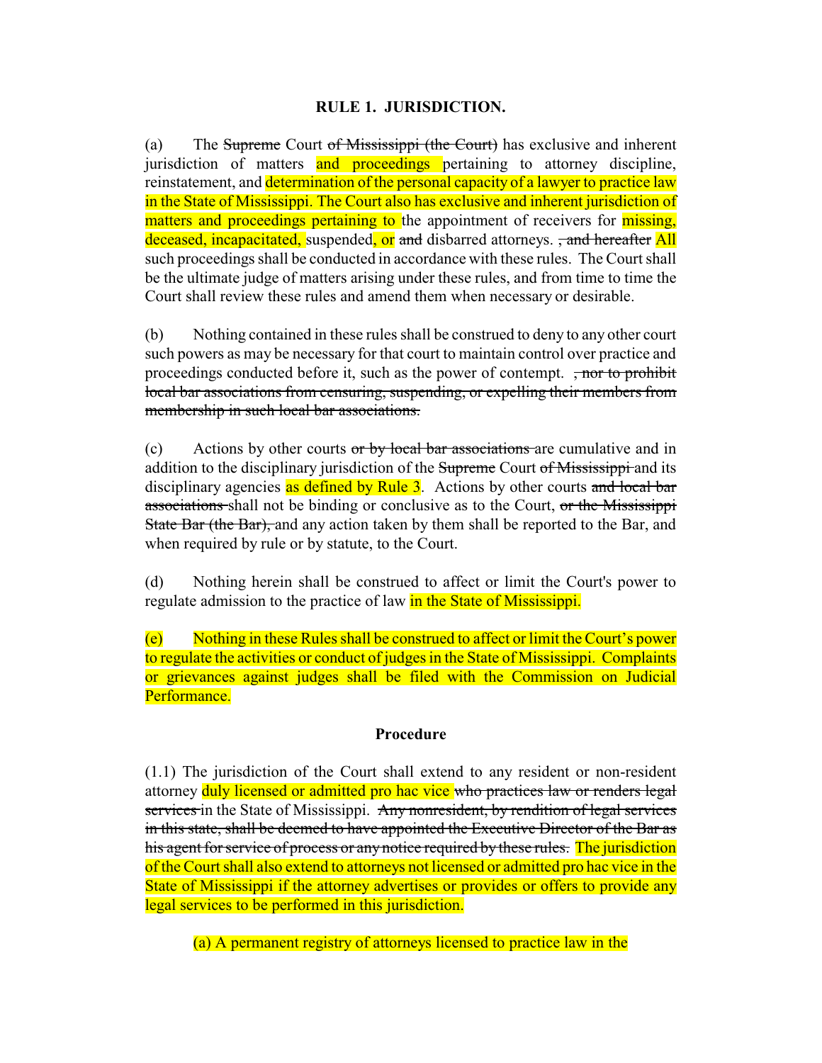## RULE 1. JURISDICTION.

(a) The ~~Supreme~~ Court ~~of Mississippi (the Court)~~ has exclusive and inherent jurisdiction of matters and proceedings pertaining to attorney discipline, reinstatement, and determination of the personal capacity of a lawyer to practice law in the State of Mississippi. The Court also has exclusive and inherent jurisdiction of matters and proceedings pertaining to the appointment of receivers for missing, deceased, incapacitated, suspended, or ~~and~~ disbarred attorneys. ~~, and hereafter~~ All such proceedings shall be conducted in accordance with these rules. The Court shall be the ultimate judge of matters arising under these rules, and from time to time the Court shall review these rules and amend them when necessary or desirable.

(b) Nothing contained in these rules shall be construed to deny to any other court such powers as may be necessary for that court to maintain control over practice and proceedings conducted before it, such as the power of contempt. ~~, nor to prohibit local bar associations from censuring, suspending, or expelling their members from membership in such local bar associations.~~

(c) Actions by other courts ~~or by local bar associations~~ are cumulative and in addition to the disciplinary jurisdiction of the ~~Supreme~~ Court ~~of Mississippi~~ and its disciplinary agencies as defined by Rule 3. Actions by other courts ~~and local bar associations~~ shall not be binding or conclusive as to the Court, ~~or the Mississippi State Bar (the Bar),~~ and any action taken by them shall be reported to the Bar, and when required by rule or by statute, to the Court.

(d) Nothing herein shall be construed to affect or limit the Court's power to regulate admission to the practice of law in the State of Mississippi.

(e) Nothing in these Rules shall be construed to affect or limit the Court's power to regulate the activities or conduct of judges in the State of Mississippi. Complaints or grievances against judges shall be filed with the Commission on Judicial Performance.

### Procedure

(1.1) The jurisdiction of the Court shall extend to any resident or non-resident attorney duly licensed or admitted pro hac vice ~~who practices law or renders legal services~~ in the State of Mississippi. ~~Any nonresident, by rendition of legal services in this state, shall be deemed to have appointed the Executive Director of the Bar as his agent for service of process or any notice required by these rules.~~ The jurisdiction of the Court shall also extend to attorneys not licensed or admitted pro hac vice in the State of Mississippi if the attorney advertises or provides or offers to provide any legal services to be performed in this jurisdiction.

(a) A permanent registry of attorneys licensed to practice law in the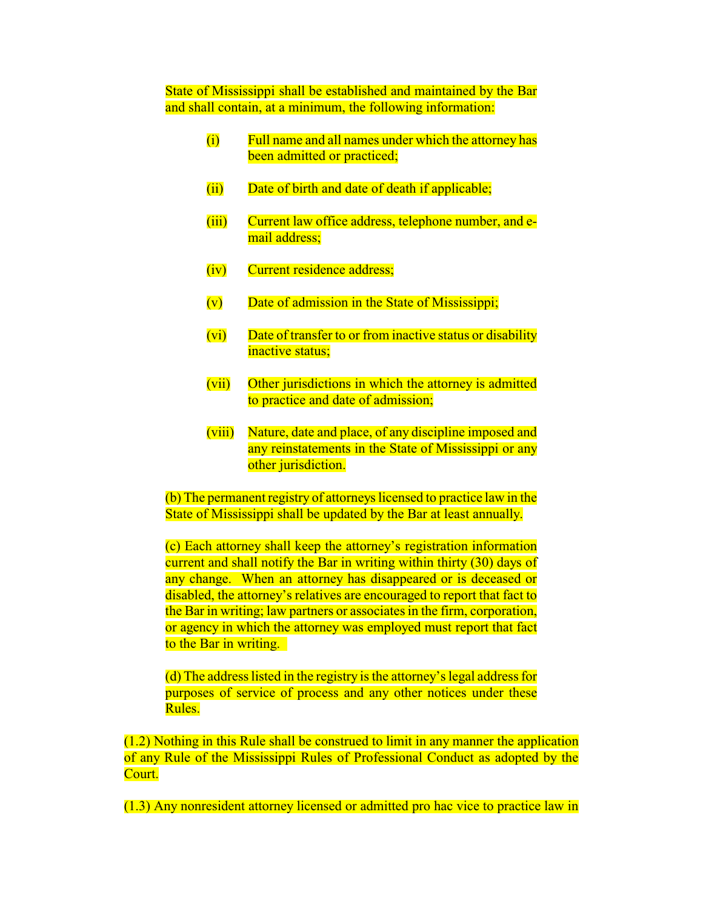State of Mississippi shall be established and maintained by the Bar and shall contain, at a minimum, the following information:

(i) Full name and all names under which the attorney has been admitted or practiced;

(ii) Date of birth and date of death if applicable;

(iii) Current law office address, telephone number, and e-mail address;

(iv) Current residence address;

(v) Date of admission in the State of Mississippi;

(vi) Date of transfer to or from inactive status or disability inactive status;

(vii) Other jurisdictions in which the attorney is admitted to practice and date of admission;

(viii) Nature, date and place, of any discipline imposed and any reinstatements in the State of Mississippi or any other jurisdiction.

(b) The permanent registry of attorneys licensed to practice law in the State of Mississippi shall be updated by the Bar at least annually.

(c) Each attorney shall keep the attorney's registration information current and shall notify the Bar in writing within thirty (30) days of any change. When an attorney has disappeared or is deceased or disabled, the attorney's relatives are encouraged to report that fact to the Bar in writing; law partners or associates in the firm, corporation, or agency in which the attorney was employed must report that fact to the Bar in writing.

(d) The address listed in the registry is the attorney's legal address for purposes of service of process and any other notices under these Rules.

(1.2) Nothing in this Rule shall be construed to limit in any manner the application of any Rule of the Mississippi Rules of Professional Conduct as adopted by the Court.

(1.3) Any nonresident attorney licensed or admitted pro hac vice to practice law in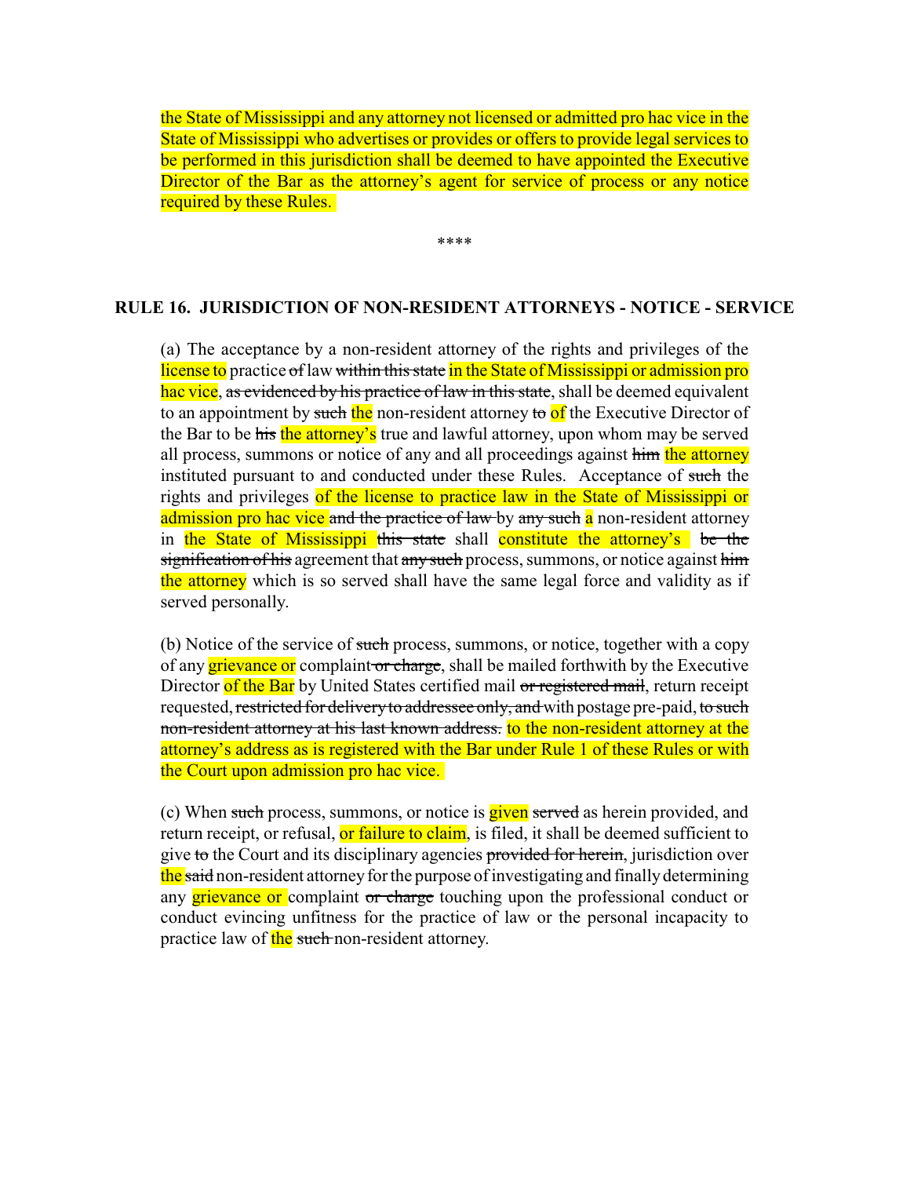the State of Mississippi and any attorney not licensed or admitted pro hac vice in the State of Mississippi who advertises or provides or offers to provide legal services to be performed in this jurisdiction shall be deemed to have appointed the Executive Director of the Bar as the attorney's agent for service of process or any notice required by these Rules.

****

**RULE 16. JURISDICTION OF NON-RESIDENT ATTORNEYS - NOTICE - SERVICE**

(a) The acceptance by a non-resident attorney of the rights and privileges of the license to practice ~~of~~ law ~~within this state~~ in the State of Mississippi or admission pro hac vice, ~~as evidenced by his practice of law in this state~~, shall be deemed equivalent to an appointment by ~~such~~ the non-resident attorney ~~to~~ of the Executive Director of the Bar to be ~~his~~ the attorney's true and lawful attorney, upon whom may be served all process, summons or notice of any and all proceedings against ~~him~~ the attorney instituted pursuant to and conducted under these Rules. Acceptance of ~~such~~ the rights and privileges of the license to practice law in the State of Mississippi or admission pro hac vice ~~and the practice of law~~ by ~~any such~~ a non-resident attorney in the State of Mississippi ~~this state~~ shall constitute the attorney's ~~be the signification of his~~ agreement that ~~any such~~ process, summons, or notice against ~~him~~ the attorney which is so served shall have the same legal force and validity as if served personally.

(b) Notice of the service of ~~such~~ process, summons, or notice, together with a copy of any grievance or complaint ~~or charge~~, shall be mailed forthwith by the Executive Director of the Bar by United States certified mail ~~or registered mail~~, return receipt requested, ~~restricted for delivery to addressee only, and~~ with postage pre-paid, ~~to such non-resident attorney at his last known address.~~ to the non-resident attorney at the attorney's address as is registered with the Bar under Rule 1 of these Rules or with the Court upon admission pro hac vice.

(c) When ~~such~~ process, summons, or notice is given ~~served~~ as herein provided, and return receipt, or refusal, or failure to claim, is filed, it shall be deemed sufficient to give ~~to~~ the Court and its disciplinary agencies ~~provided for herein~~, jurisdiction over the ~~said~~ non-resident attorney for the purpose of investigating and finally determining any grievance or complaint ~~or charge~~ touching upon the professional conduct or conduct evincing unfitness for the practice of law or the personal incapacity to practice law of the ~~such~~ non-resident attorney.